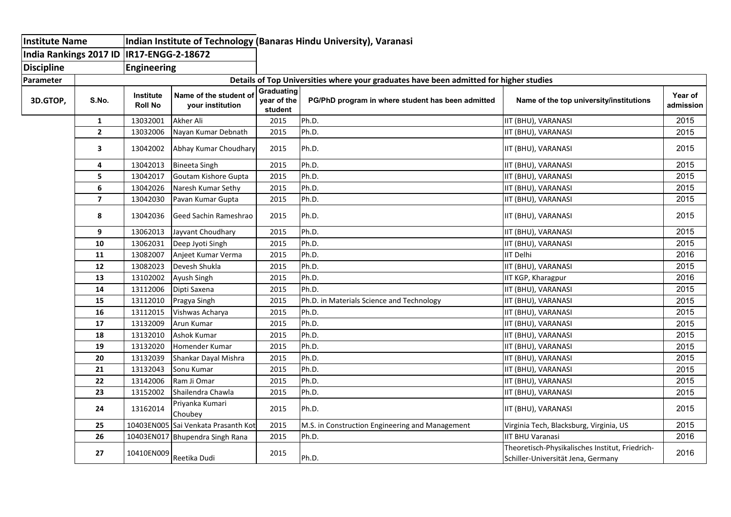| Institute Name | | Indian Institute of Technology (Banaras Hindu University), Varanasi | | | | | |
|---|---|---|---|---|---|---|---|
| India Rankings 2017 ID | | IR17-ENGG-2-18672 | | | | | |
| Discipline | | Engineering | | | | | |
| Parameter | Details of Top Universities where your graduates have been admitted for higher studies | | | | | | |
| 3D.GTOP, | S.No. | Institute Roll No | Name of the student of your institution | Graduating year of the student | PG/PhD program in where student has been admitted | Name of the top university/institutions | Year of admission |
| | 1 | 13032001 | Akher Ali | 2015 | Ph.D. | IIT (BHU), VARANASI | 2015 |
| | 2 | 13032006 | Nayan Kumar Debnath | 2015 | Ph.D. | IIT (BHU), VARANASI | 2015 |
| | 3 | 13042002 | Abhay Kumar Choudhary | 2015 | Ph.D. | IIT (BHU), VARANASI | 2015 |
| | 4 | 13042013 | Bineeta Singh | 2015 | Ph.D. | IIT (BHU), VARANASI | 2015 |
| | 5 | 13042017 | Goutam Kishore Gupta | 2015 | Ph.D. | IIT (BHU), VARANASI | 2015 |
| | 6 | 13042026 | Naresh Kumar Sethy | 2015 | Ph.D. | IIT (BHU), VARANASI | 2015 |
| | 7 | 13042030 | Pavan Kumar Gupta | 2015 | Ph.D. | IIT (BHU), VARANASI | 2015 |
| | 8 | 13042036 | Geed Sachin Rameshrao | 2015 | Ph.D. | IIT (BHU), VARANASI | 2015 |
| | 9 | 13062013 | Jayvant Choudhary | 2015 | Ph.D. | IIT (BHU), VARANASI | 2015 |
| | 10 | 13062031 | Deep Jyoti Singh | 2015 | Ph.D. | IIT (BHU), VARANASI | 2015 |
| | 11 | 13082007 | Anjeet Kumar Verma | 2015 | Ph.D. | IIT Delhi | 2016 |
| | 12 | 13082023 | Devesh Shukla | 2015 | Ph.D. | IIT (BHU), VARANASI | 2015 |
| | 13 | 13102002 | Ayush Singh | 2015 | Ph.D. | IIT KGP, Kharagpur | 2016 |
| | 14 | 13112006 | Dipti Saxena | 2015 | Ph.D. | IIT (BHU), VARANASI | 2015 |
| | 15 | 13112010 | Pragya Singh | 2015 | Ph.D. in Materials Science and Technology | IIT (BHU), VARANASI | 2015 |
| | 16 | 13112015 | Vishwas Acharya | 2015 | Ph.D. | IIT (BHU), VARANASI | 2015 |
| | 17 | 13132009 | Arun Kumar | 2015 | Ph.D. | IIT (BHU), VARANASI | 2015 |
| | 18 | 13132010 | Ashok Kumar | 2015 | Ph.D. | IIT (BHU), VARANASI | 2015 |
| | 19 | 13132020 | Homender Kumar | 2015 | Ph.D. | IIT (BHU), VARANASI | 2015 |
| | 20 | 13132039 | Shankar Dayal Mishra | 2015 | Ph.D. | IIT (BHU), VARANASI | 2015 |
| | 21 | 13132043 | Sonu Kumar | 2015 | Ph.D. | IIT (BHU), VARANASI | 2015 |
| | 22 | 13142006 | Ram Ji Omar | 2015 | Ph.D. | IIT (BHU), VARANASI | 2015 |
| | 23 | 13152002 | Shailendra Chawla | 2015 | Ph.D. | IIT (BHU), VARANASI | 2015 |
| | 24 | 13162014 | Priyanka Kumari Choubey | 2015 | Ph.D. | IIT (BHU), VARANASI | 2015 |
| | 25 | 10403EN005 | Sai Venkata Prasanth Kot | 2015 | M.S. in Construction Engineering and Management | Virginia Tech, Blacksburg, Virginia, US | 2015 |
| | 26 | 10403EN017 | Bhupendra Singh Rana | 2015 | Ph.D. | IIT BHU Varanasi | 2016 |
| | 27 | 10410EN009 | Reetika Dudi | 2015 | Ph.D. | Theoretisch-Physikalisches Institut, Friedrich-Schiller-Universität Jena, Germany | 2016 |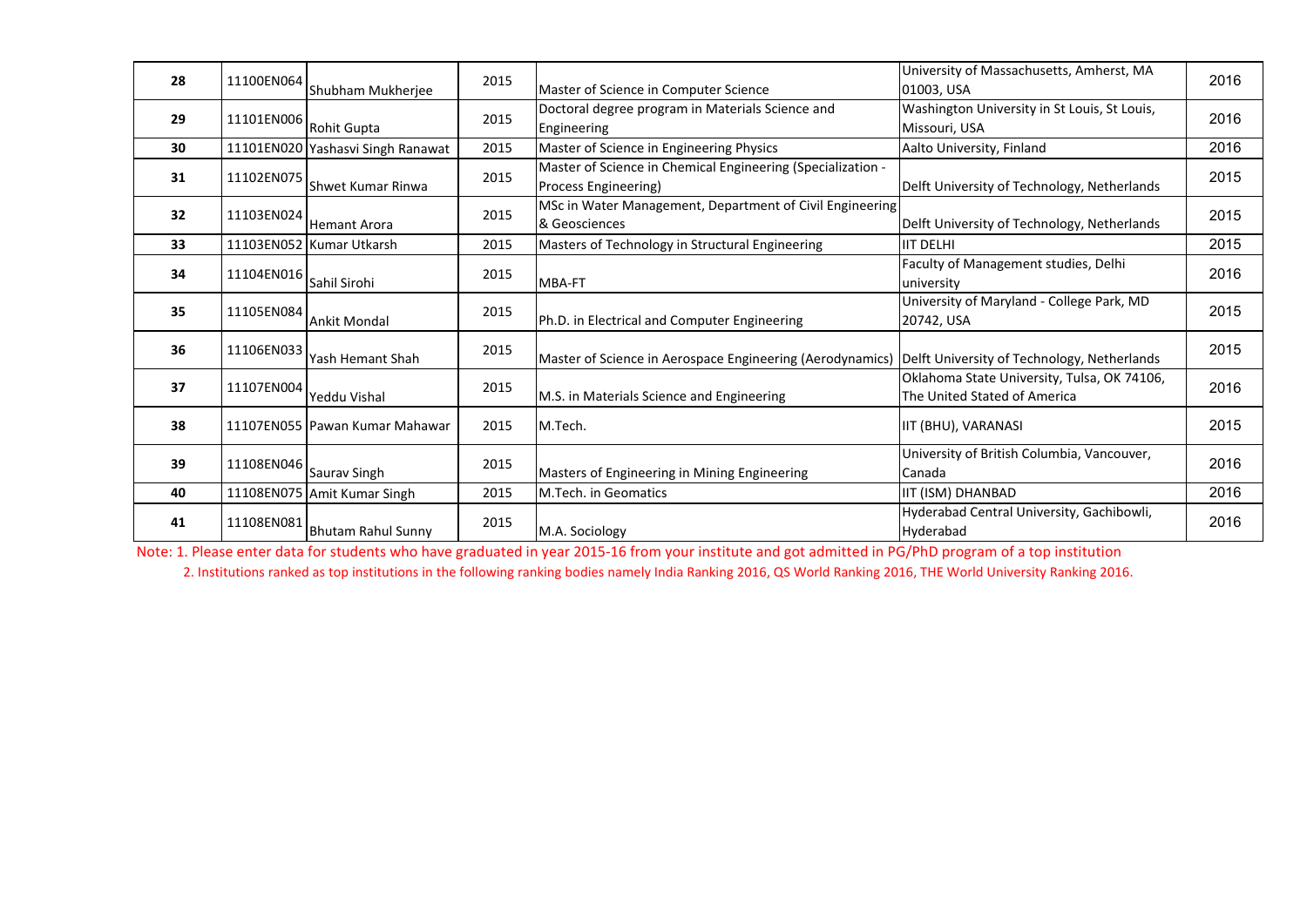| | | | | | | |
|---|---|---|---|---|---|---|
| **28** | 11100EN064 | Shubham Mukherjee | 2015 | Master of Science in Computer Science | University of Massachusetts, Amherst, MA 01003, USA | 2016 |
| **29** | 11101EN006 | Rohit Gupta | 2015 | Doctoral degree program in Materials Science and Engineering | Washington University in St Louis, St Louis, Missouri, USA | 2016 |
| **30** | 11101EN020 | Yashasvi Singh Ranawat | 2015 | Master of Science in Engineering Physics | Aalto University, Finland | 2016 |
| **31** | 11102EN075 | Shwet Kumar Rinwa | 2015 | Master of Science in Chemical Engineering (Specialization - Process Engineering) | Delft University of Technology, Netherlands | 2015 |
| **32** | 11103EN024 | Hemant Arora | 2015 | MSc in Water Management, Department of Civil Engineering & Geosciences | Delft University of Technology, Netherlands | 2015 |
| **33** | 11103EN052 | Kumar Utkarsh | 2015 | Masters of Technology in Structural Engineering | IIT DELHI | 2015 |
| **34** | 11104EN016 | Sahil Sirohi | 2015 | MBA-FT | Faculty of Management studies, Delhi university | 2016 |
| **35** | 11105EN084 | Ankit Mondal | 2015 | Ph.D. in Electrical and Computer Engineering | University of Maryland - College Park, MD 20742, USA | 2015 |
| **36** | 11106EN033 | Yash Hemant Shah | 2015 | Master of Science in Aerospace Engineering (Aerodynamics) | Delft University of Technology, Netherlands | 2015 |
| **37** | 11107EN004 | Yeddu Vishal | 2015 | M.S. in Materials Science and Engineering | Oklahoma State University, Tulsa, OK 74106, The United Stated of America | 2016 |
| **38** | 11107EN055 | Pawan Kumar Mahawar | 2015 | M.Tech. | IIT (BHU), VARANASI | 2015 |
| **39** | 11108EN046 | Saurav Singh | 2015 | Masters of Engineering in Mining Engineering | University of British Columbia, Vancouver, Canada | 2016 |
| **40** | 11108EN075 | Amit Kumar Singh | 2015 | M.Tech. in Geomatics | IIT (ISM) DHANBAD | 2016 |
| **41** | 11108EN081 | Bhutam Rahul Sunny | 2015 | M.A. Sociology | Hyderabad Central University, Gachibowli, Hyderabad | 2016 |

Note: 1. Please enter data for students who have graduated in year 2015-16 from your institute and got admitted in PG/PhD program of a top institution

2. Institutions ranked as top institutions in the following ranking bodies namely India Ranking 2016, QS World Ranking 2016, THE World University Ranking 2016.